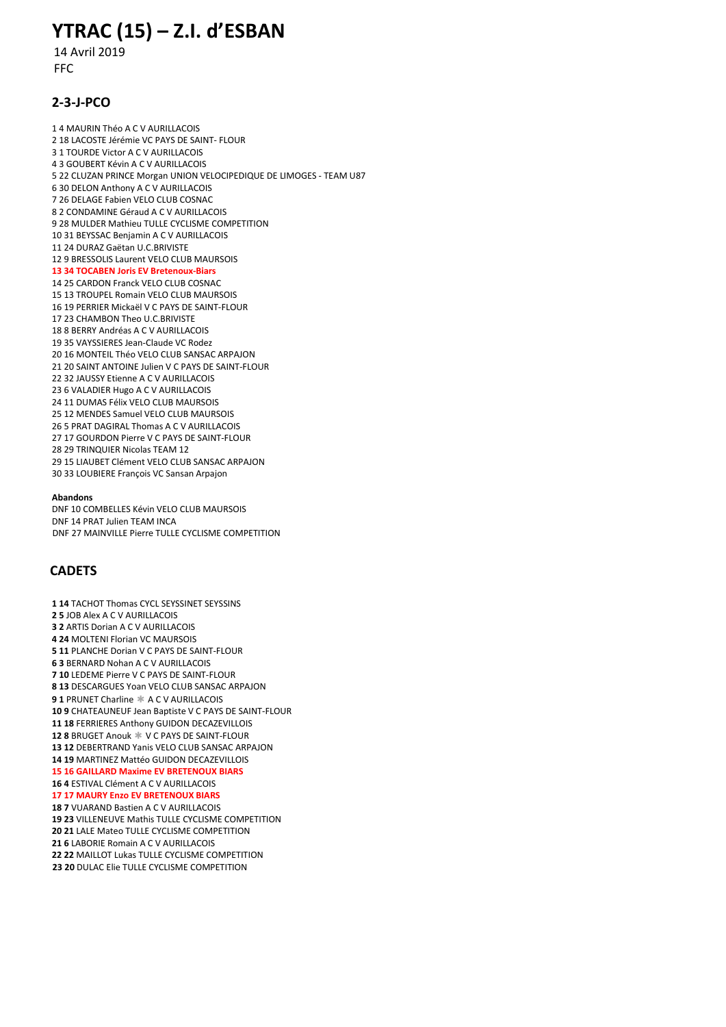# YTRAC (15) – Z.I. d'ESBAN

14 Avril 2019

FFC

## 2-3-J-PCO

1 4 MAURIN Théo A C V AURILLACOIS
2 18 LACOSTE Jérémie VC PAYS DE SAINT- FLOUR
3 1 TOURDE Victor A C V AURILLACOIS
4 3 GOUBERT Kévin A C V AURILLACOIS
5 22 CLUZAN PRINCE Morgan UNION VELOCIPEDIQUE DE LIMOGES - TEAM U87
6 30 DELON Anthony A C V AURILLACOIS
7 26 DELAGE Fabien VELO CLUB COSNAC
8 2 CONDAMINE Géraud A C V AURILLACOIS
9 28 MULDER Mathieu TULLE CYCLISME COMPETITION
10 31 BEYSSAC Benjamin A C V AURILLACOIS
11 24 DURAZ Gaëtan U.C.BRIVISTE
12 9 BRESSOLIS Laurent VELO CLUB MAURSOIS
**13 34 TOCABEN Joris EV Bretenoux-Biars**
14 25 CARDON Franck VELO CLUB COSNAC
15 13 TROUPEL Romain VELO CLUB MAURSOIS
16 19 PERRIER Mickaël V C PAYS DE SAINT-FLOUR
17 23 CHAMBON Theo U.C.BRIVISTE
18 8 BERRY Andréas A C V AURILLACOIS
19 35 VAYSSIERES Jean-Claude VC Rodez
20 16 MONTEIL Théo VELO CLUB SANSAC ARPAJON
21 20 SAINT ANTOINE Julien V C PAYS DE SAINT-FLOUR
22 32 JAUSSY Etienne A C V AURILLACOIS
23 6 VALADIER Hugo A C V AURILLACOIS
24 11 DUMAS Félix VELO CLUB MAURSOIS
25 12 MENDES Samuel VELO CLUB MAURSOIS
26 5 PRAT DAGIRAL Thomas A C V AURILLACOIS
27 17 GOURDON Pierre V C PAYS DE SAINT-FLOUR
28 29 TRINQUIER Nicolas TEAM 12
29 15 LIAUBET Clément VELO CLUB SANSAC ARPAJON
30 33 LOUBIERE François VC Sansan Arpajon

**Abandons**

DNF 10 COMBELLES Kévin VELO CLUB MAURSOIS
DNF 14 PRAT Julien TEAM INCA
DNF 27 MAINVILLE Pierre TULLE CYCLISME COMPETITION

## CADETS

1 **14** TACHOT Thomas CYCL SEYSSINET SEYSSINS
2 **5** JOB Alex A C V AURILLACOIS
3 **2** ARTIS Dorian A C V AURILLACOIS
4 **24** MOLTENI Florian VC MAURSOIS
5 **11** PLANCHE Dorian V C PAYS DE SAINT-FLOUR
6 **3** BERNARD Nohan A C V AURILLACOIS
7 **10** LEDEME Pierre V C PAYS DE SAINT-FLOUR
8 **13** DESCARGUES Yoan VELO CLUB SANSAC ARPAJON
9 **1** PRUNET Charline * A C V AURILLACOIS
10 **9** CHATEAUNEUF Jean Baptiste V C PAYS DE SAINT-FLOUR
11 **18** FERRIERES Anthony GUIDON DECAZEVILLOIS
12 **8** BRUGET Anouk * V C PAYS DE SAINT-FLOUR
13 **12** DEBERTRAND Yanis VELO CLUB SANSAC ARPAJON
14 **19** MARTINEZ Mattéo GUIDON DECAZEVILLOIS
**15 16 GAILLARD Maxime EV BRETENOUX BIARS**
16 **4** ESTIVAL Clément A C V AURILLACOIS
**17 17 MAURY Enzo EV BRETENOUX BIARS**
18 **7** VUARAND Bastien A C V AURILLACOIS
19 **23** VILLENEUVE Mathis TULLE CYCLISME COMPETITION
20 **21** LALE Mateo TULLE CYCLISME COMPETITION
21 **6** LABORIE Romain A C V AURILLACOIS
22 **22** MAILLOT Lukas TULLE CYCLISME COMPETITION
23 **20** DULAC Elie TULLE CYCLISME COMPETITION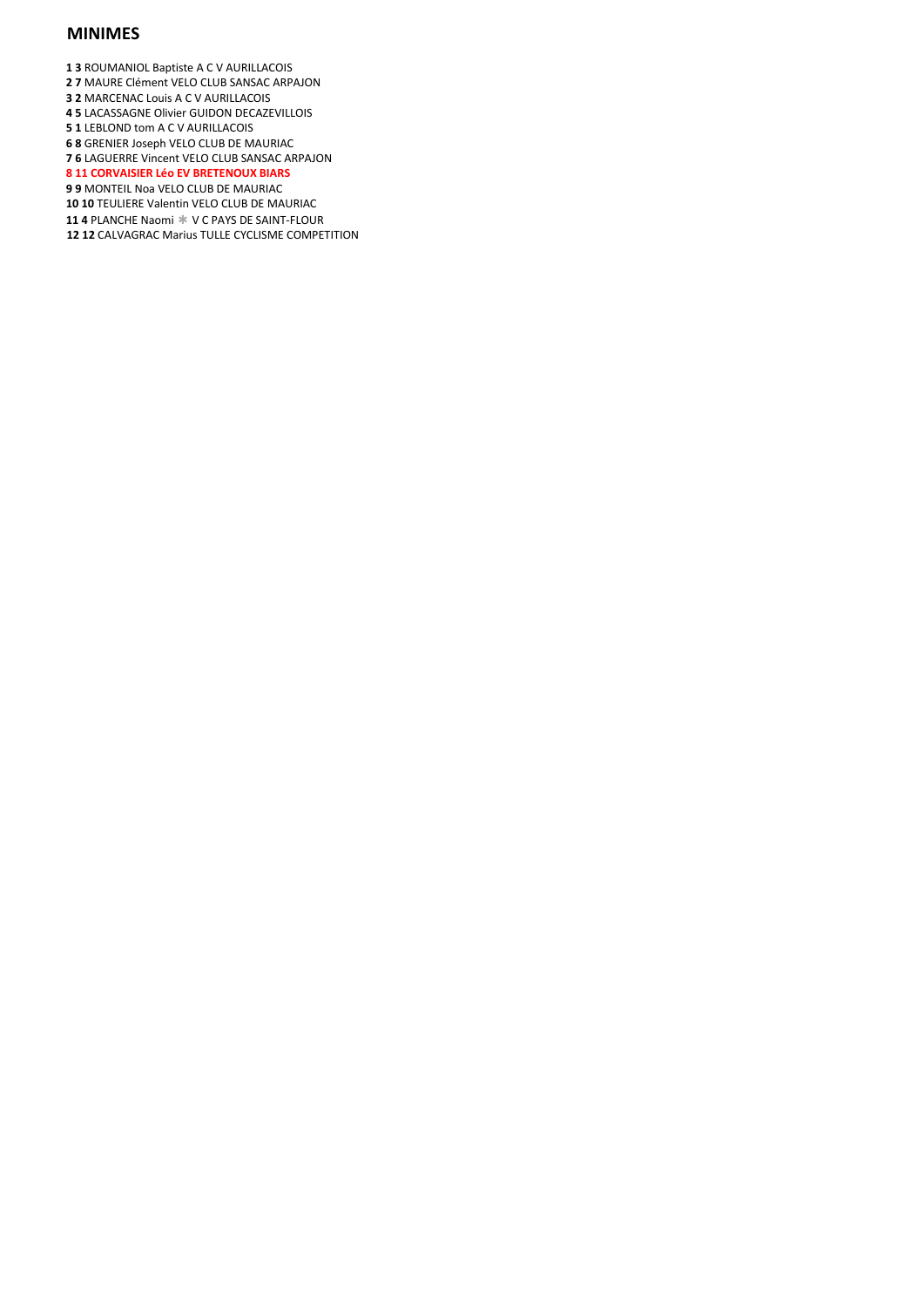## MINIMES

**1 3** ROUMANIOL Baptiste A C V AURILLACOIS
**2 7** MAURE Clément VELO CLUB SANSAC ARPAJON
**3 2** MARCENAC Louis A C V AURILLACOIS
**4 5** LACASSAGNE Olivier GUIDON DECAZEVILLOIS
**5 1** LEBLOND tom A C V AURILLACOIS
**6 8** GRENIER Joseph VELO CLUB DE MAURIAC
**7 6** LAGUERRE Vincent VELO CLUB SANSAC ARPAJON
**8 11 CORVAISIER Léo EV BRETENOUX BIARS**
**9 9** MONTEIL Noa VELO CLUB DE MAURIAC
**10 10** TEULIERE Valentin VELO CLUB DE MAURIAC
**11 4** PLANCHE Naomi ✱ V C PAYS DE SAINT-FLOUR
**12 12** CALVAGRAC Marius TULLE CYCLISME COMPETITION